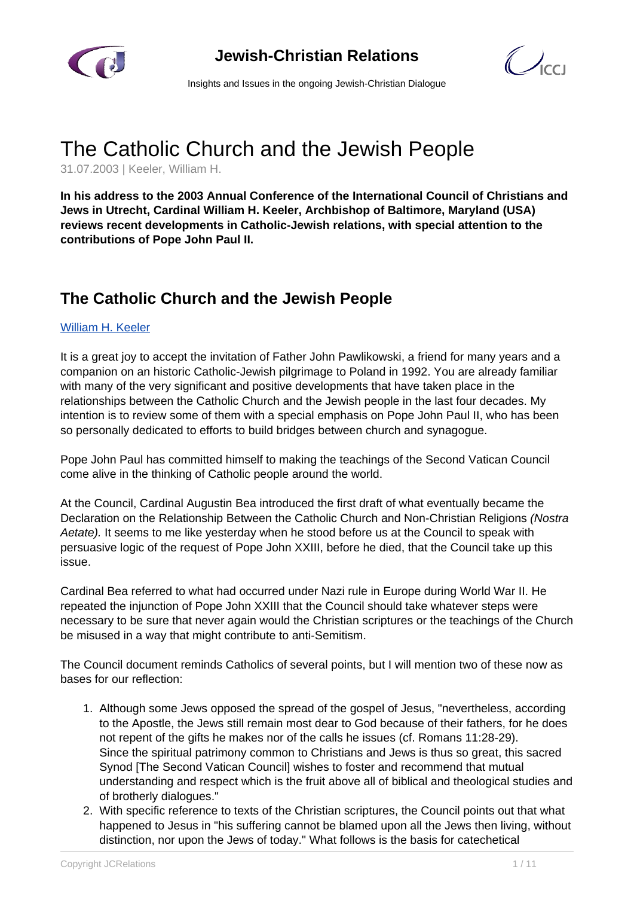# The Catholic Church and the Jewish People

31.07.2003 | Keeler, William H.

**In his address to the 2003 Annual Conference of the International Council of Christians and Jews in Utrecht, Cardinal William H. Keeler, Archbishop of Baltimore, Maryland (USA) reviews recent developments in Catholic-Jewish relations, with special attention to the contributions of Pope John Paul II.**

## The Catholic Church and the Jewish People

William H. Keeler

It is a great joy to accept the invitation of Father John Pawlikowski, a friend for many years and a companion on an historic Catholic-Jewish pilgrimage to Poland in 1992. You are already familiar with many of the very significant and positive developments that have taken place in the relationships between the Catholic Church and the Jewish people in the last four decades. My intention is to review some of them with a special emphasis on Pope John Paul II, who has been so personally dedicated to efforts to build bridges between church and synagogue.

Pope John Paul has committed himself to making the teachings of the Second Vatican Council come alive in the thinking of Catholic people around the world.

At the Council, Cardinal Augustin Bea introduced the first draft of what eventually became the Declaration on the Relationship Between the Catholic Church and Non-Christian Religions *(Nostra Aetate).* It seems to me like yesterday when he stood before us at the Council to speak with persuasive logic of the request of Pope John XXIII, before he died, that the Council take up this issue.

Cardinal Bea referred to what had occurred under Nazi rule in Europe during World War II. He repeated the injunction of Pope John XXIII that the Council should take whatever steps were necessary to be sure that never again would the Christian scriptures or the teachings of the Church be misused in a way that might contribute to anti-Semitism.

The Council document reminds Catholics of several points, but I will mention two of these now as bases for our reflection:

1. Although some Jews opposed the spread of the gospel of Jesus, "nevertheless, according to the Apostle, the Jews still remain most dear to God because of their fathers, for he does not repent of the gifts he makes nor of the calls he issues (cf. Romans 11:28-29). Since the spiritual patrimony common to Christians and Jews is thus so great, this sacred Synod [The Second Vatican Council] wishes to foster and recommend that mutual understanding and respect which is the fruit above all of biblical and theological studies and of brotherly dialogues."
2. With specific reference to texts of the Christian scriptures, the Council points out that what happened to Jesus in "his suffering cannot be blamed upon all the Jews then living, without distinction, nor upon the Jews of today." What follows is the basis for catechetical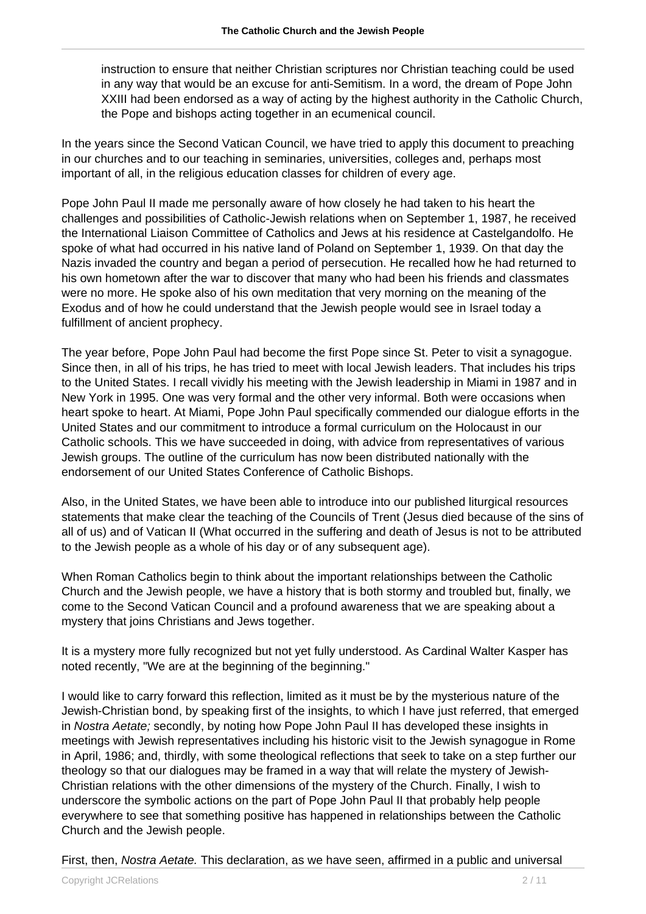> instruction to ensure that neither Christian scriptures nor Christian teaching could be used in any way that would be an excuse for anti-Semitism. In a word, the dream of Pope John XXIII had been endorsed as a way of acting by the highest authority in the Catholic Church, the Pope and bishops acting together in an ecumenical council.

In the years since the Second Vatican Council, we have tried to apply this document to preaching in our churches and to our teaching in seminaries, universities, colleges and, perhaps most important of all, in the religious education classes for children of every age.

Pope John Paul II made me personally aware of how closely he had taken to his heart the challenges and possibilities of Catholic-Jewish relations when on September 1, 1987, he received the International Liaison Committee of Catholics and Jews at his residence at Castelgandolfo. He spoke of what had occurred in his native land of Poland on September 1, 1939. On that day the Nazis invaded the country and began a period of persecution. He recalled how he had returned to his own hometown after the war to discover that many who had been his friends and classmates were no more. He spoke also of his own meditation that very morning on the meaning of the Exodus and of how he could understand that the Jewish people would see in Israel today a fulfillment of ancient prophecy.

The year before, Pope John Paul had become the first Pope since St. Peter to visit a synagogue. Since then, in all of his trips, he has tried to meet with local Jewish leaders. That includes his trips to the United States. I recall vividly his meeting with the Jewish leadership in Miami in 1987 and in New York in 1995. One was very formal and the other very informal. Both were occasions when heart spoke to heart. At Miami, Pope John Paul specifically commended our dialogue efforts in the United States and our commitment to introduce a formal curriculum on the Holocaust in our Catholic schools. This we have succeeded in doing, with advice from representatives of various Jewish groups. The outline of the curriculum has now been distributed nationally with the endorsement of our United States Conference of Catholic Bishops.

Also, in the United States, we have been able to introduce into our published liturgical resources statements that make clear the teaching of the Councils of Trent (Jesus died because of the sins of all of us) and of Vatican II (What occurred in the suffering and death of Jesus is not to be attributed to the Jewish people as a whole of his day or of any subsequent age).

When Roman Catholics begin to think about the important relationships between the Catholic Church and the Jewish people, we have a history that is both stormy and troubled but, finally, we come to the Second Vatican Council and a profound awareness that we are speaking about a mystery that joins Christians and Jews together.

It is a mystery more fully recognized but not yet fully understood. As Cardinal Walter Kasper has noted recently, "We are at the beginning of the beginning."

I would like to carry forward this reflection, limited as it must be by the mysterious nature of the Jewish-Christian bond, by speaking first of the insights, to which I have just referred, that emerged in *Nostra Aetate;* secondly, by noting how Pope John Paul II has developed these insights in meetings with Jewish representatives including his historic visit to the Jewish synagogue in Rome in April, 1986; and, thirdly, with some theological reflections that seek to take on a step further our theology so that our dialogues may be framed in a way that will relate the mystery of Jewish-Christian relations with the other dimensions of the mystery of the Church. Finally, I wish to underscore the symbolic actions on the part of Pope John Paul II that probably help people everywhere to see that something positive has happened in relationships between the Catholic Church and the Jewish people.

First, then, *Nostra Aetate.* This declaration, as we have seen, affirmed in a public and universal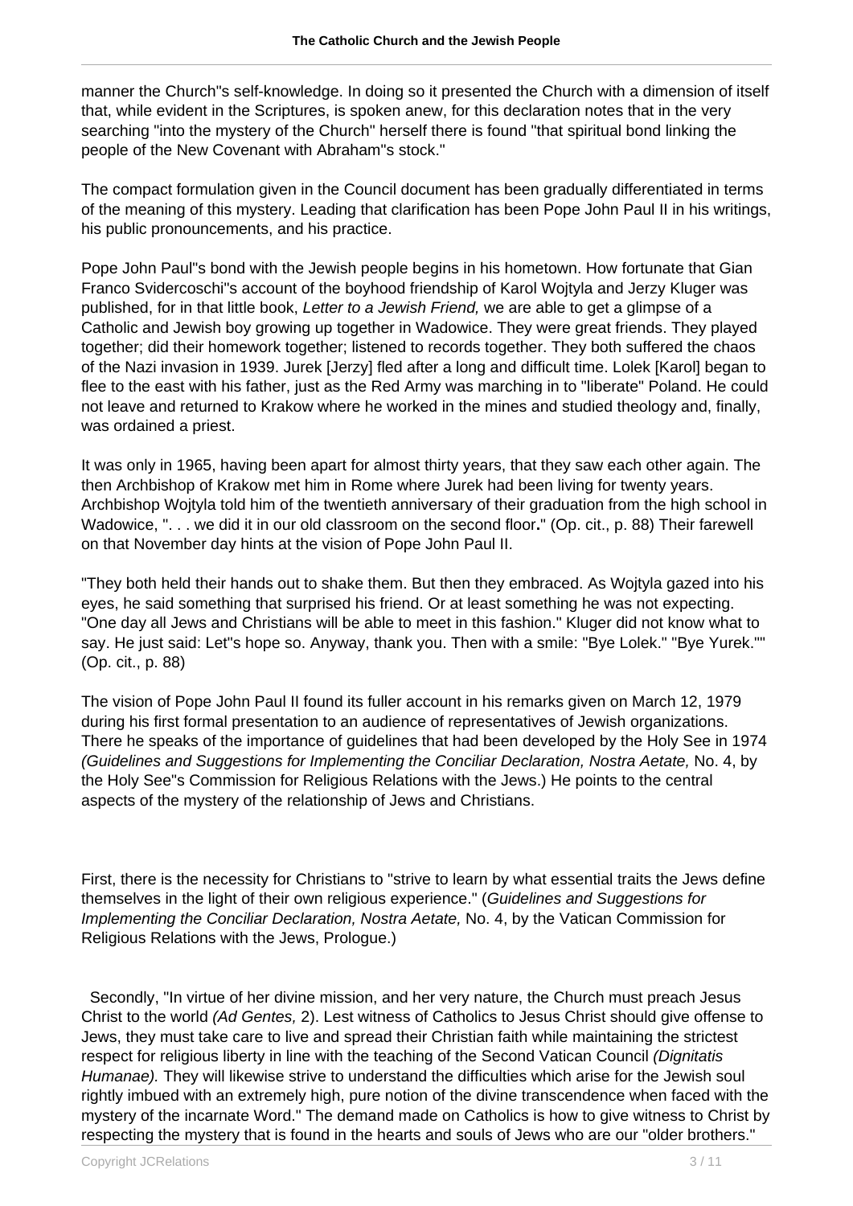manner the Church"s self-knowledge. In doing so it presented the Church with a dimension of itself that, while evident in the Scriptures, is spoken anew, for this declaration notes that in the very searching "into the mystery of the Church" herself there is found "that spiritual bond linking the people of the New Covenant with Abraham"s stock."

The compact formulation given in the Council document has been gradually differentiated in terms of the meaning of this mystery. Leading that clarification has been Pope John Paul II in his writings, his public pronouncements, and his practice.

Pope John Paul"s bond with the Jewish people begins in his hometown. How fortunate that Gian Franco Svidercoschi"s account of the boyhood friendship of Karol Wojtyla and Jerzy Kluger was published, for in that little book, *Letter to a Jewish Friend,* we are able to get a glimpse of a Catholic and Jewish boy growing up together in Wadowice. They were great friends. They played together; did their homework together; listened to records together. They both suffered the chaos of the Nazi invasion in 1939. Jurek [Jerzy] fled after a long and difficult time. Lolek [Karol] began to flee to the east with his father, just as the Red Army was marching in to "liberate" Poland. He could not leave and returned to Krakow where he worked in the mines and studied theology and, finally, was ordained a priest.

It was only in 1965, having been apart for almost thirty years, that they saw each other again. The then Archbishop of Krakow met him in Rome where Jurek had been living for twenty years. Archbishop Wojtyla told him of the twentieth anniversary of their graduation from the high school in Wadowice, ". . . we did it in our old classroom on the second floor**.**" (Op. cit., p. 88) Their farewell on that November day hints at the vision of Pope John Paul II.

"They both held their hands out to shake them. But then they embraced. As Wojtyla gazed into his eyes, he said something that surprised his friend. Or at least something he was not expecting. "One day all Jews and Christians will be able to meet in this fashion." Kluger did not know what to say. He just said: Let"s hope so. Anyway, thank you. Then with a smile: "Bye Lolek." "Bye Yurek."" (Op. cit., p. 88)

The vision of Pope John Paul II found its fuller account in his remarks given on March 12, 1979 during his first formal presentation to an audience of representatives of Jewish organizations. There he speaks of the importance of guidelines that had been developed by the Holy See in 1974 *(Guidelines and Suggestions for Implementing the Conciliar Declaration, Nostra Aetate,* No. 4, by the Holy See"s Commission for Religious Relations with the Jews.) He points to the central aspects of the mystery of the relationship of Jews and Christians.

First, there is the necessity for Christians to "strive to learn by what essential traits the Jews define themselves in the light of their own religious experience." (*Guidelines and Suggestions for Implementing the Conciliar Declaration, Nostra Aetate,* No. 4, by the Vatican Commission for Religious Relations with the Jews, Prologue.)

Secondly, "In virtue of her divine mission, and her very nature, the Church must preach Jesus Christ to the world *(Ad Gentes,* 2). Lest witness of Catholics to Jesus Christ should give offense to Jews, they must take care to live and spread their Christian faith while maintaining the strictest respect for religious liberty in line with the teaching of the Second Vatican Council *(Dignitatis Humanae).* They will likewise strive to understand the difficulties which arise for the Jewish soul rightly imbued with an extremely high, pure notion of the divine transcendence when faced with the mystery of the incarnate Word." The demand made on Catholics is how to give witness to Christ by respecting the mystery that is found in the hearts and souls of Jews who are our "older brothers."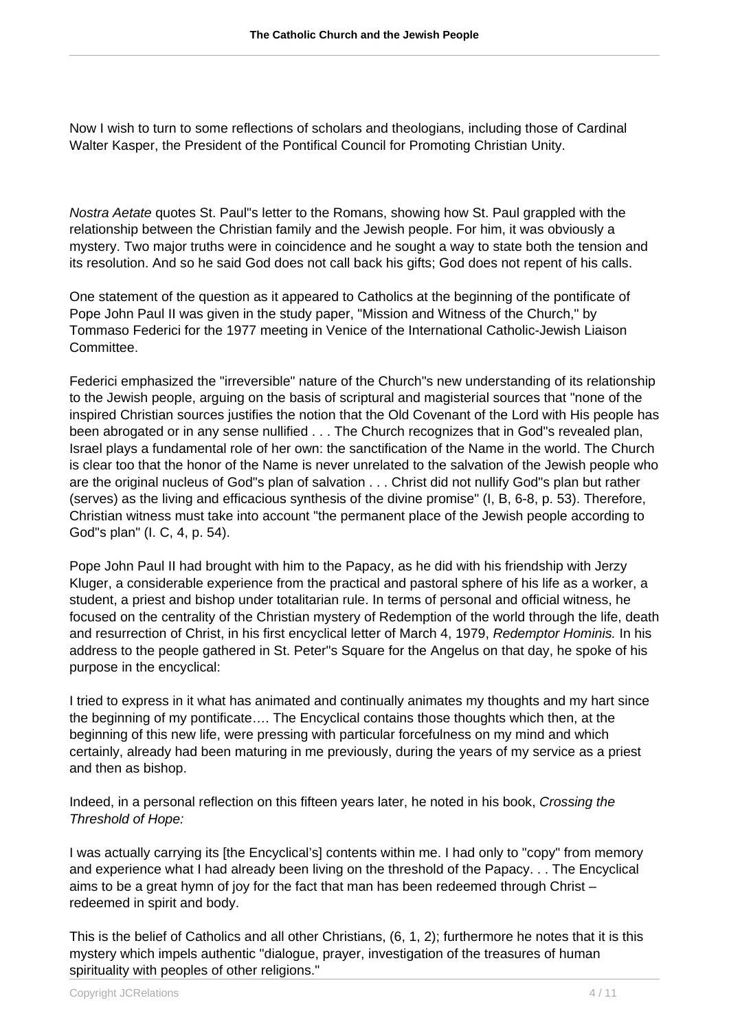Now I wish to turn to some reflections of scholars and theologians, including those of Cardinal Walter Kasper, the President of the Pontifical Council for Promoting Christian Unity.

*Nostra Aetate* quotes St. Paul"s letter to the Romans, showing how St. Paul grappled with the relationship between the Christian family and the Jewish people. For him, it was obviously a mystery. Two major truths were in coincidence and he sought a way to state both the tension and its resolution. And so he said God does not call back his gifts; God does not repent of his calls.

One statement of the question as it appeared to Catholics at the beginning of the pontificate of Pope John Paul II was given in the study paper, "Mission and Witness of the Church," by Tommaso Federici for the 1977 meeting in Venice of the International Catholic-Jewish Liaison Committee.

Federici emphasized the "irreversible" nature of the Church"s new understanding of its relationship to the Jewish people, arguing on the basis of scriptural and magisterial sources that "none of the inspired Christian sources justifies the notion that the Old Covenant of the Lord with His people has been abrogated or in any sense nullified . . . The Church recognizes that in God"s revealed plan, Israel plays a fundamental role of her own: the sanctification of the Name in the world. The Church is clear too that the honor of the Name is never unrelated to the salvation of the Jewish people who are the original nucleus of God"s plan of salvation . . . Christ did not nullify God"s plan but rather (serves) as the living and efficacious synthesis of the divine promise" (I, B, 6-8, p. 53). Therefore, Christian witness must take into account "the permanent place of the Jewish people according to God"s plan" (I. C, 4, p. 54).

Pope John Paul II had brought with him to the Papacy, as he did with his friendship with Jerzy Kluger, a considerable experience from the practical and pastoral sphere of his life as a worker, a student, a priest and bishop under totalitarian rule. In terms of personal and official witness, he focused on the centrality of the Christian mystery of Redemption of the world through the life, death and resurrection of Christ, in his first encyclical letter of March 4, 1979, *Redemptor Hominis.* In his address to the people gathered in St. Peter"s Square for the Angelus on that day, he spoke of his purpose in the encyclical:

I tried to express in it what has animated and continually animates my thoughts and my hart since the beginning of my pontificate…. The Encyclical contains those thoughts which then, at the beginning of this new life, were pressing with particular forcefulness on my mind and which certainly, already had been maturing in me previously, during the years of my service as a priest and then as bishop.

Indeed, in a personal reflection on this fifteen years later, he noted in his book, *Crossing the Threshold of Hope:*

I was actually carrying its [the Encyclical's] contents within me. I had only to "copy" from memory and experience what I had already been living on the threshold of the Papacy. . . The Encyclical aims to be a great hymn of joy for the fact that man has been redeemed through Christ – redeemed in spirit and body.

This is the belief of Catholics and all other Christians, (6, 1, 2); furthermore he notes that it is this mystery which impels authentic "dialogue, prayer, investigation of the treasures of human spirituality with peoples of other religions."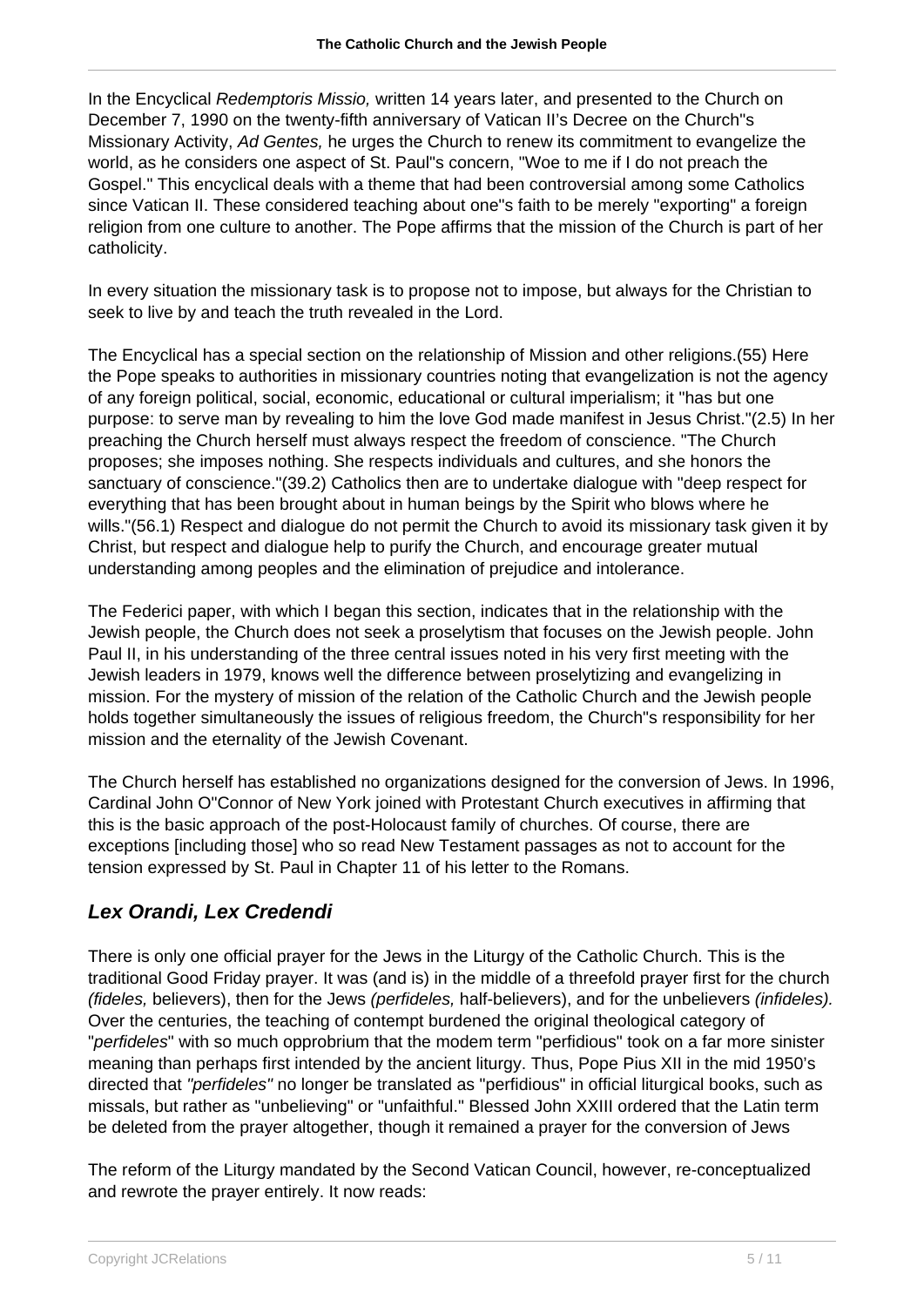In the Encyclical *Redemptoris Missio,* written 14 years later, and presented to the Church on December 7, 1990 on the twenty-fifth anniversary of Vatican II's Decree on the Church''s Missionary Activity, *Ad Gentes,* he urges the Church to renew its commitment to evangelize the world, as he considers one aspect of St. Paul''s concern, "Woe to me if I do not preach the Gospel." This encyclical deals with a theme that had been controversial among some Catholics since Vatican II. These considered teaching about one''s faith to be merely "exporting" a foreign religion from one culture to another. The Pope affirms that the mission of the Church is part of her catholicity.

In every situation the missionary task is to propose not to impose, but always for the Christian to seek to live by and teach the truth revealed in the Lord.

The Encyclical has a special section on the relationship of Mission and other religions.(55) Here the Pope speaks to authorities in missionary countries noting that evangelization is not the agency of any foreign political, social, economic, educational or cultural imperialism; it "has but one purpose: to serve man by revealing to him the love God made manifest in Jesus Christ."(2.5) In her preaching the Church herself must always respect the freedom of conscience. "The Church proposes; she imposes nothing. She respects individuals and cultures, and she honors the sanctuary of conscience."(39.2) Catholics then are to undertake dialogue with "deep respect for everything that has been brought about in human beings by the Spirit who blows where he wills."(56.1) Respect and dialogue do not permit the Church to avoid its missionary task given it by Christ, but respect and dialogue help to purify the Church, and encourage greater mutual understanding among peoples and the elimination of prejudice and intolerance.

The Federici paper, with which I began this section, indicates that in the relationship with the Jewish people, the Church does not seek a proselytism that focuses on the Jewish people. John Paul II, in his understanding of the three central issues noted in his very first meeting with the Jewish leaders in 1979, knows well the difference between proselytizing and evangelizing in mission. For the mystery of mission of the relation of the Catholic Church and the Jewish people holds together simultaneously the issues of religious freedom, the Church''s responsibility for her mission and the eternality of the Jewish Covenant.

The Church herself has established no organizations designed for the conversion of Jews. In 1996, Cardinal John O''Connor of New York joined with Protestant Church executives in affirming that this is the basic approach of the post-Holocaust family of churches. Of course, there are exceptions [including those] who so read New Testament passages as not to account for the tension expressed by St. Paul in Chapter 11 of his letter to the Romans.

## *Lex Orandi, Lex Credendi*

There is only one official prayer for the Jews in the Liturgy of the Catholic Church. This is the traditional Good Friday prayer. It was (and is) in the middle of a threefold prayer first for the church *(fideles,* believers), then for the Jews *(perfideles,* half-believers), and for the unbelievers *(infideles).* Over the centuries, the teaching of contempt burdened the original theological category of "*perfideles*" with so much opprobrium that the modem term "perfidious" took on a far more sinister meaning than perhaps first intended by the ancient liturgy. Thus, Pope Pius XII in the mid 1950's directed that *"perfideles"* no longer be translated as "perfidious" in official liturgical books, such as missals, but rather as "unbelieving" or "unfaithful." Blessed John XXIII ordered that the Latin term be deleted from the prayer altogether, though it remained a prayer for the conversion of Jews

The reform of the Liturgy mandated by the Second Vatican Council, however, re-conceptualized and rewrote the prayer entirely. It now reads: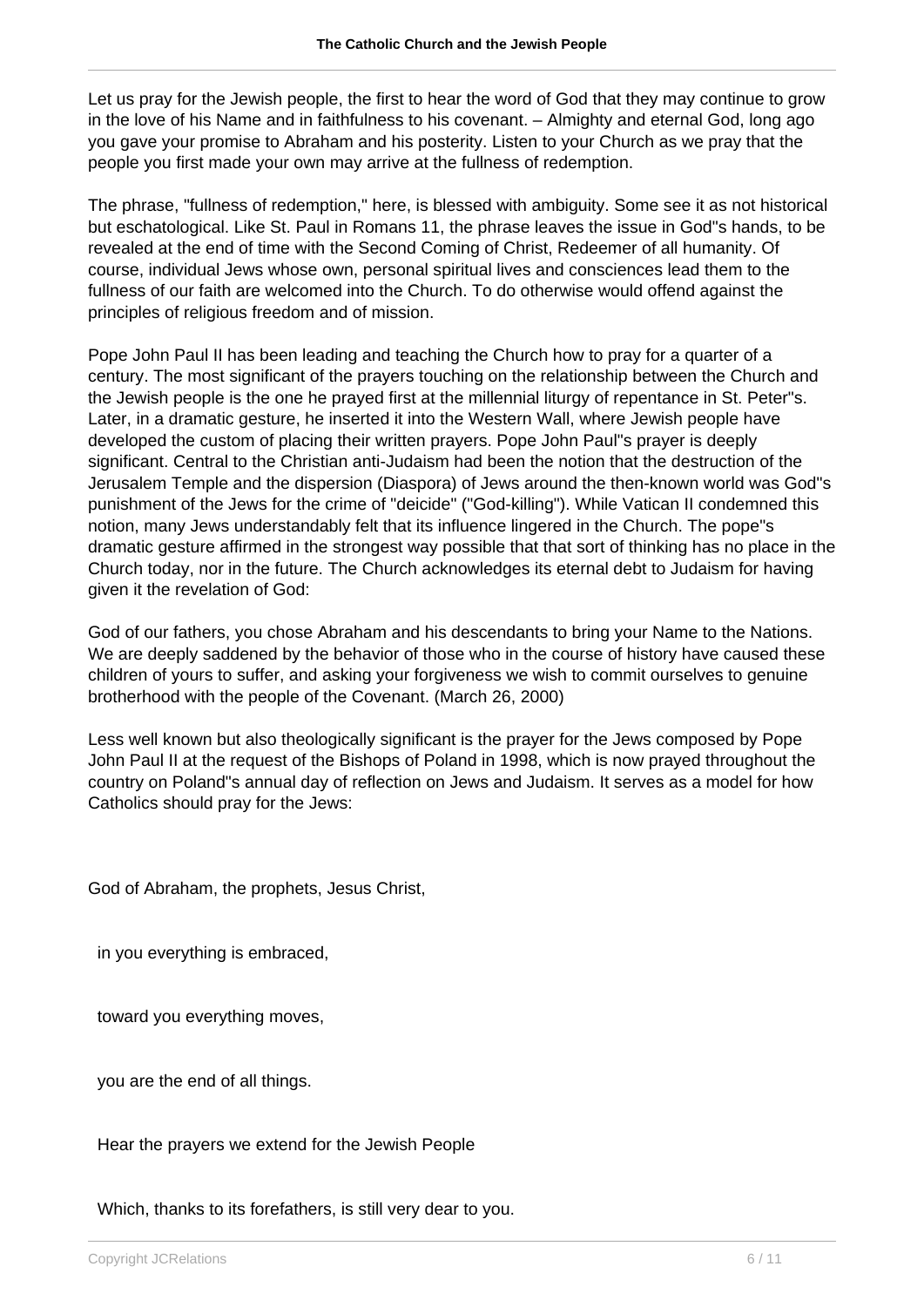Let us pray for the Jewish people, the first to hear the word of God that they may continue to grow in the love of his Name and in faithfulness to his covenant. – Almighty and eternal God, long ago you gave your promise to Abraham and his posterity. Listen to your Church as we pray that the people you first made your own may arrive at the fullness of redemption.

The phrase, "fullness of redemption," here, is blessed with ambiguity. Some see it as not historical but eschatological. Like St. Paul in Romans 11, the phrase leaves the issue in God''s hands, to be revealed at the end of time with the Second Coming of Christ, Redeemer of all humanity. Of course, individual Jews whose own, personal spiritual lives and consciences lead them to the fullness of our faith are welcomed into the Church. To do otherwise would offend against the principles of religious freedom and of mission.

Pope John Paul II has been leading and teaching the Church how to pray for a quarter of a century. The most significant of the prayers touching on the relationship between the Church and the Jewish people is the one he prayed first at the millennial liturgy of repentance in St. Peter''s. Later, in a dramatic gesture, he inserted it into the Western Wall, where Jewish people have developed the custom of placing their written prayers. Pope John Paul''s prayer is deeply significant. Central to the Christian anti-Judaism had been the notion that the destruction of the Jerusalem Temple and the dispersion (Diaspora) of Jews around the then-known world was God''s punishment of the Jews for the crime of "deicide" ("God-killing"). While Vatican II condemned this notion, many Jews understandably felt that its influence lingered in the Church. The pope''s dramatic gesture affirmed in the strongest way possible that that sort of thinking has no place in the Church today, nor in the future. The Church acknowledges its eternal debt to Judaism for having given it the revelation of God:

God of our fathers, you chose Abraham and his descendants to bring your Name to the Nations. We are deeply saddened by the behavior of those who in the course of history have caused these children of yours to suffer, and asking your forgiveness we wish to commit ourselves to genuine brotherhood with the people of the Covenant. (March 26, 2000)

Less well known but also theologically significant is the prayer for the Jews composed by Pope John Paul II at the request of the Bishops of Poland in 1998, which is now prayed throughout the country on Poland''s annual day of reflection on Jews and Judaism. It serves as a model for how Catholics should pray for the Jews:

God of Abraham, the prophets, Jesus Christ,

in you everything is embraced,

toward you everything moves,

you are the end of all things.

Hear the prayers we extend for the Jewish People

Which, thanks to its forefathers, is still very dear to you.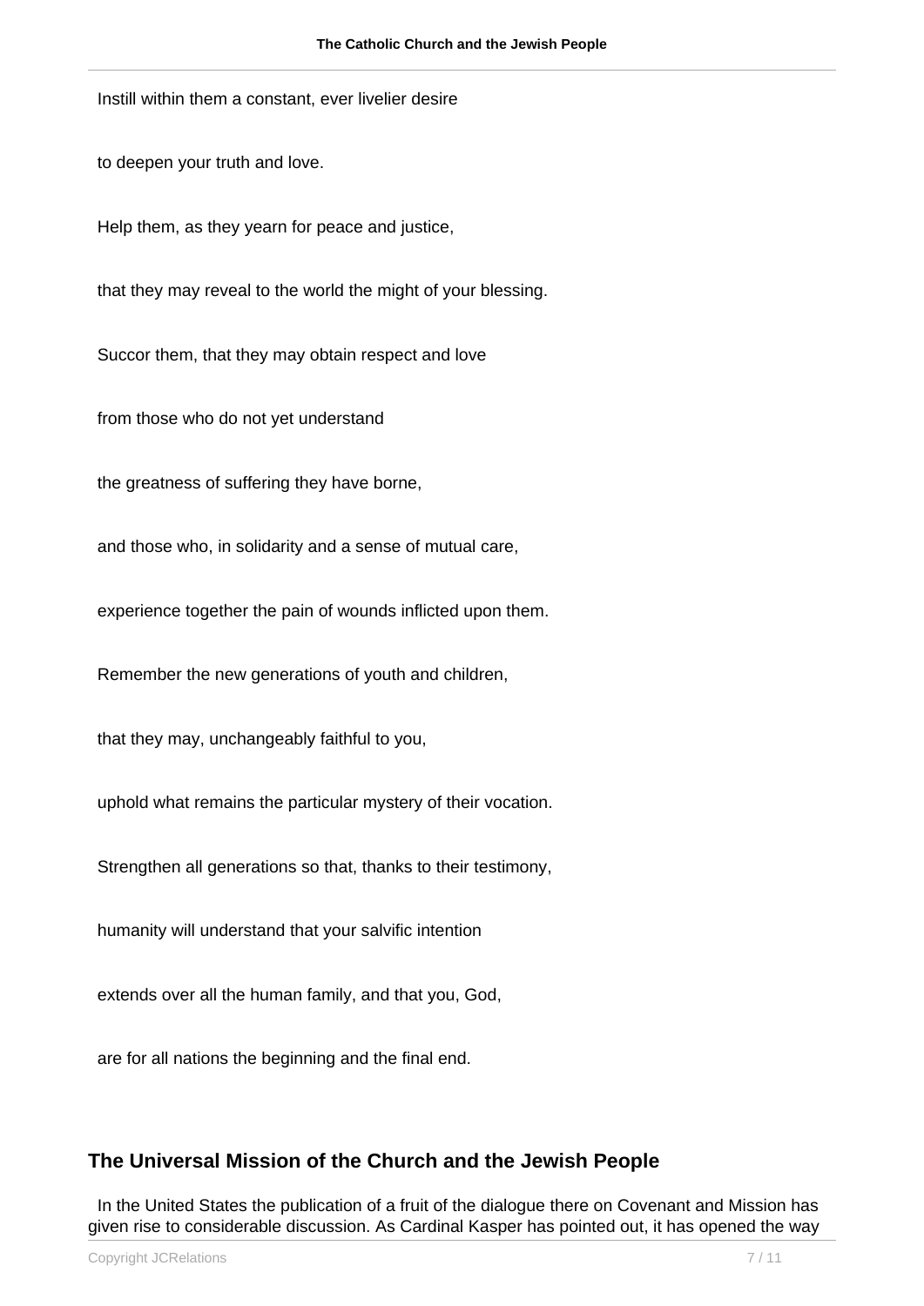Instill within them a constant, ever livelier desire

to deepen your truth and love.

Help them, as they yearn for peace and justice,

that they may reveal to the world the might of your blessing.

Succor them, that they may obtain respect and love

from those who do not yet understand

the greatness of suffering they have borne,

and those who, in solidarity and a sense of mutual care,

experience together the pain of wounds inflicted upon them.

Remember the new generations of youth and children,

that they may, unchangeably faithful to you,

uphold what remains the particular mystery of their vocation.

Strengthen all generations so that, thanks to their testimony,

humanity will understand that your salvific intention

extends over all the human family, and that you, God,

are for all nations the beginning and the final end.

## The Universal Mission of the Church and the Jewish People

In the United States the publication of a fruit of the dialogue there on Covenant and Mission has given rise to considerable discussion. As Cardinal Kasper has pointed out, it has opened the way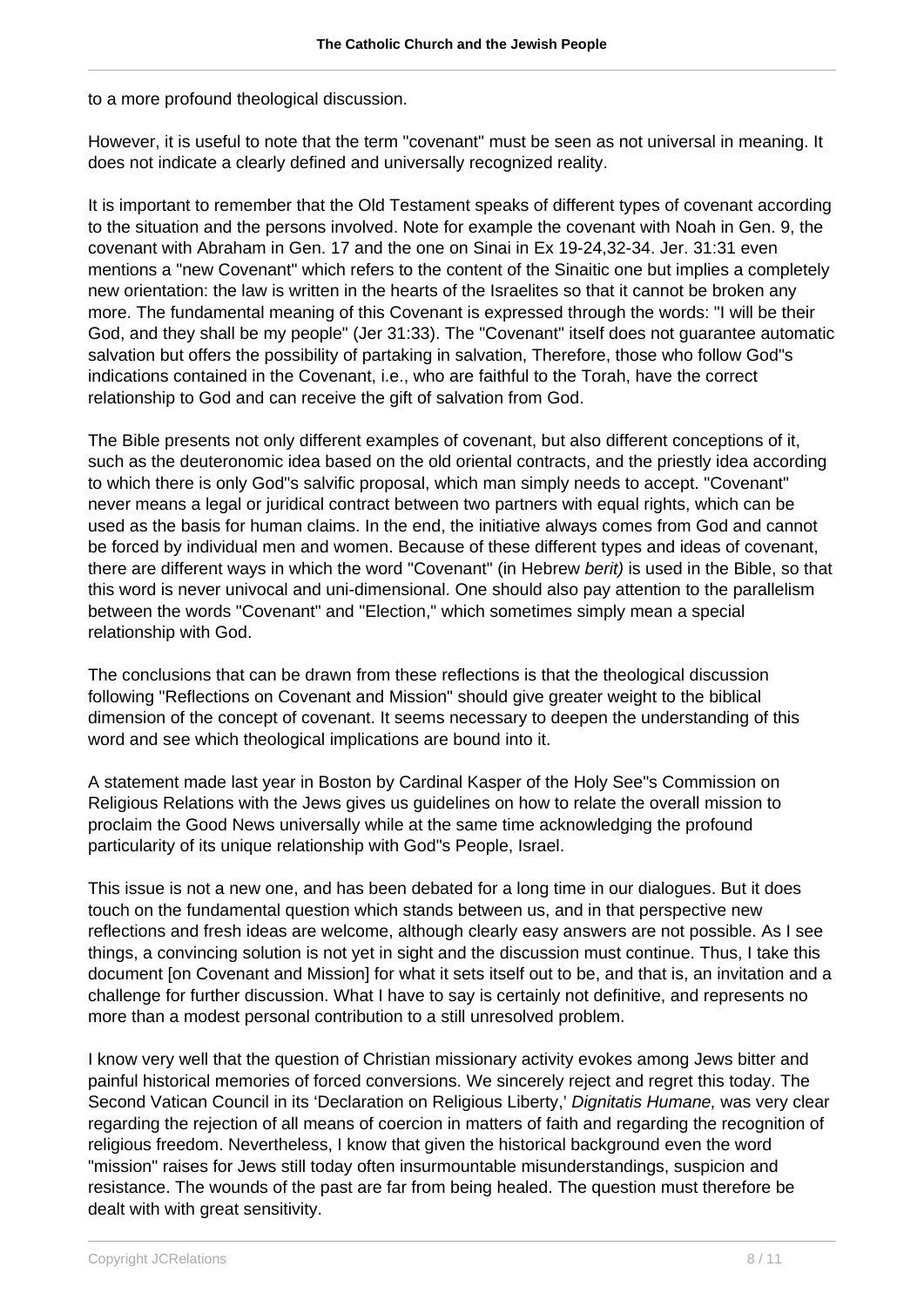to a more profound theological discussion.

However, it is useful to note that the term "covenant" must be seen as not universal in meaning. It does not indicate a clearly defined and universally recognized reality.

It is important to remember that the Old Testament speaks of different types of covenant according to the situation and the persons involved. Note for example the covenant with Noah in Gen. 9, the covenant with Abraham in Gen. 17 and the one on Sinai in Ex 19-24,32-34. Jer. 31:31 even mentions a "new Covenant" which refers to the content of the Sinaitic one but implies a completely new orientation: the law is written in the hearts of the Israelites so that it cannot be broken any more. The fundamental meaning of this Covenant is expressed through the words: "I will be their God, and they shall be my people" (Jer 31:33). The "Covenant" itself does not guarantee automatic salvation but offers the possibility of partaking in salvation, Therefore, those who follow God"s indications contained in the Covenant, i.e., who are faithful to the Torah, have the correct relationship to God and can receive the gift of salvation from God.

The Bible presents not only different examples of covenant, but also different conceptions of it, such as the deuteronomic idea based on the old oriental contracts, and the priestly idea according to which there is only God"s salvific proposal, which man simply needs to accept. "Covenant" never means a legal or juridical contract between two partners with equal rights, which can be used as the basis for human claims. In the end, the initiative always comes from God and cannot be forced by individual men and women. Because of these different types and ideas of covenant, there are different ways in which the word "Covenant" (in Hebrew *berit)* is used in the Bible, so that this word is never univocal and uni-dimensional. One should also pay attention to the parallelism between the words "Covenant" and "Election," which sometimes simply mean a special relationship with God.

The conclusions that can be drawn from these reflections is that the theological discussion following "Reflections on Covenant and Mission" should give greater weight to the biblical dimension of the concept of covenant. It seems necessary to deepen the understanding of this word and see which theological implications are bound into it.

A statement made last year in Boston by Cardinal Kasper of the Holy See"s Commission on Religious Relations with the Jews gives us guidelines on how to relate the overall mission to proclaim the Good News universally while at the same time acknowledging the profound particularity of its unique relationship with God"s People, Israel.

This issue is not a new one, and has been debated for a long time in our dialogues. But it does touch on the fundamental question which stands between us, and in that perspective new reflections and fresh ideas are welcome, although clearly easy answers are not possible. As I see things, a convincing solution is not yet in sight and the discussion must continue. Thus, I take this document [on Covenant and Mission] for what it sets itself out to be, and that is, an invitation and a challenge for further discussion. What I have to say is certainly not definitive, and represents no more than a modest personal contribution to a still unresolved problem.

I know very well that the question of Christian missionary activity evokes among Jews bitter and painful historical memories of forced conversions. We sincerely reject and regret this today. The Second Vatican Council in its 'Declaration on Religious Liberty,' *Dignitatis Humane,* was very clear regarding the rejection of all means of coercion in matters of faith and regarding the recognition of religious freedom. Nevertheless, I know that given the historical background even the word "mission" raises for Jews still today often insurmountable misunderstandings, suspicion and resistance. The wounds of the past are far from being healed. The question must therefore be dealt with with great sensitivity.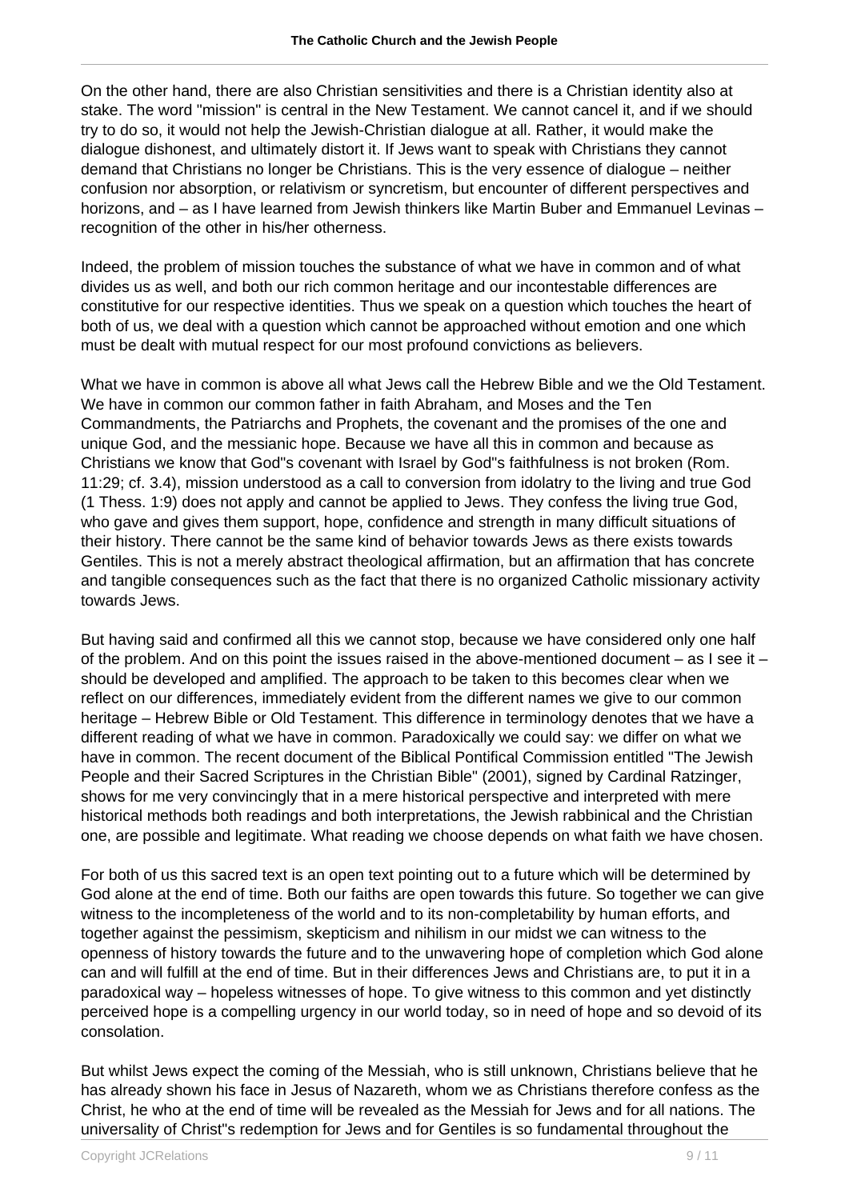On the other hand, there are also Christian sensitivities and there is a Christian identity also at stake. The word "mission" is central in the New Testament. We cannot cancel it, and if we should try to do so, it would not help the Jewish-Christian dialogue at all. Rather, it would make the dialogue dishonest, and ultimately distort it. If Jews want to speak with Christians they cannot demand that Christians no longer be Christians. This is the very essence of dialogue – neither confusion nor absorption, or relativism or syncretism, but encounter of different perspectives and horizons, and – as I have learned from Jewish thinkers like Martin Buber and Emmanuel Levinas – recognition of the other in his/her otherness.

Indeed, the problem of mission touches the substance of what we have in common and of what divides us as well, and both our rich common heritage and our incontestable differences are constitutive for our respective identities. Thus we speak on a question which touches the heart of both of us, we deal with a question which cannot be approached without emotion and one which must be dealt with mutual respect for our most profound convictions as believers.

What we have in common is above all what Jews call the Hebrew Bible and we the Old Testament. We have in common our common father in faith Abraham, and Moses and the Ten Commandments, the Patriarchs and Prophets, the covenant and the promises of the one and unique God, and the messianic hope. Because we have all this in common and because as Christians we know that God"s covenant with Israel by God"s faithfulness is not broken (Rom. 11:29; cf. 3.4), mission understood as a call to conversion from idolatry to the living and true God (1 Thess. 1:9) does not apply and cannot be applied to Jews. They confess the living true God, who gave and gives them support, hope, confidence and strength in many difficult situations of their history. There cannot be the same kind of behavior towards Jews as there exists towards Gentiles. This is not a merely abstract theological affirmation, but an affirmation that has concrete and tangible consequences such as the fact that there is no organized Catholic missionary activity towards Jews.

But having said and confirmed all this we cannot stop, because we have considered only one half of the problem. And on this point the issues raised in the above-mentioned document – as I see it – should be developed and amplified. The approach to be taken to this becomes clear when we reflect on our differences, immediately evident from the different names we give to our common heritage – Hebrew Bible or Old Testament. This difference in terminology denotes that we have a different reading of what we have in common. Paradoxically we could say: we differ on what we have in common. The recent document of the Biblical Pontifical Commission entitled "The Jewish People and their Sacred Scriptures in the Christian Bible" (2001), signed by Cardinal Ratzinger, shows for me very convincingly that in a mere historical perspective and interpreted with mere historical methods both readings and both interpretations, the Jewish rabbinical and the Christian one, are possible and legitimate. What reading we choose depends on what faith we have chosen.

For both of us this sacred text is an open text pointing out to a future which will be determined by God alone at the end of time. Both our faiths are open towards this future. So together we can give witness to the incompleteness of the world and to its non-completability by human efforts, and together against the pessimism, skepticism and nihilism in our midst we can witness to the openness of history towards the future and to the unwavering hope of completion which God alone can and will fulfill at the end of time. But in their differences Jews and Christians are, to put it in a paradoxical way – hopeless witnesses of hope. To give witness to this common and yet distinctly perceived hope is a compelling urgency in our world today, so in need of hope and so devoid of its consolation.

But whilst Jews expect the coming of the Messiah, who is still unknown, Christians believe that he has already shown his face in Jesus of Nazareth, whom we as Christians therefore confess as the Christ, he who at the end of time will be revealed as the Messiah for Jews and for all nations. The universality of Christ"s redemption for Jews and for Gentiles is so fundamental throughout the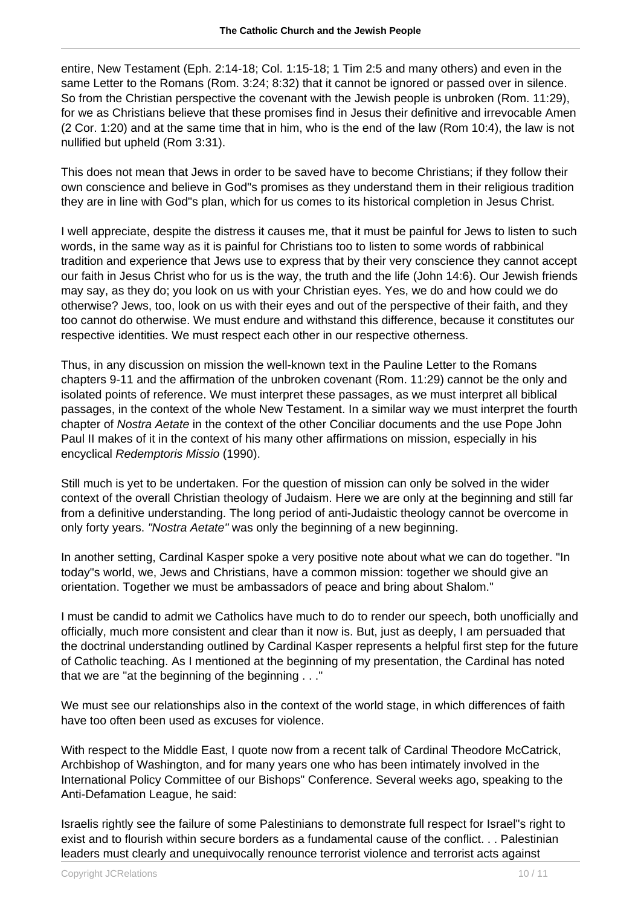entire, New Testament (Eph. 2:14-18; Col. 1:15-18; 1 Tim 2:5 and many others) and even in the same Letter to the Romans (Rom. 3:24; 8:32) that it cannot be ignored or passed over in silence. So from the Christian perspective the covenant with the Jewish people is unbroken (Rom. 11:29), for we as Christians believe that these promises find in Jesus their definitive and irrevocable Amen (2 Cor. 1:20) and at the same time that in him, who is the end of the law (Rom 10:4), the law is not nullified but upheld (Rom 3:31).

This does not mean that Jews in order to be saved have to become Christians; if they follow their own conscience and believe in God"s promises as they understand them in their religious tradition they are in line with God"s plan, which for us comes to its historical completion in Jesus Christ.

I well appreciate, despite the distress it causes me, that it must be painful for Jews to listen to such words, in the same way as it is painful for Christians too to listen to some words of rabbinical tradition and experience that Jews use to express that by their very conscience they cannot accept our faith in Jesus Christ who for us is the way, the truth and the life (John 14:6). Our Jewish friends may say, as they do; you look on us with your Christian eyes. Yes, we do and how could we do otherwise? Jews, too, look on us with their eyes and out of the perspective of their faith, and they too cannot do otherwise. We must endure and withstand this difference, because it constitutes our respective identities. We must respect each other in our respective otherness.

Thus, in any discussion on mission the well-known text in the Pauline Letter to the Romans chapters 9-11 and the affirmation of the unbroken covenant (Rom. 11:29) cannot be the only and isolated points of reference. We must interpret these passages, as we must interpret all biblical passages, in the context of the whole New Testament. In a similar way we must interpret the fourth chapter of *Nostra Aetate* in the context of the other Conciliar documents and the use Pope John Paul II makes of it in the context of his many other affirmations on mission, especially in his encyclical *Redemptoris Missio* (1990).

Still much is yet to be undertaken. For the question of mission can only be solved in the wider context of the overall Christian theology of Judaism. Here we are only at the beginning and still far from a definitive understanding. The long period of anti-Judaistic theology cannot be overcome in only forty years. *"Nostra Aetate"* was only the beginning of a new beginning.

In another setting, Cardinal Kasper spoke a very positive note about what we can do together. "In today"s world, we, Jews and Christians, have a common mission: together we should give an orientation. Together we must be ambassadors of peace and bring about Shalom."

I must be candid to admit we Catholics have much to do to render our speech, both unofficially and officially, much more consistent and clear than it now is. But, just as deeply, I am persuaded that the doctrinal understanding outlined by Cardinal Kasper represents a helpful first step for the future of Catholic teaching. As I mentioned at the beginning of my presentation, the Cardinal has noted that we are "at the beginning of the beginning . . ."

We must see our relationships also in the context of the world stage, in which differences of faith have too often been used as excuses for violence.

With respect to the Middle East, I quote now from a recent talk of Cardinal Theodore McCatrick, Archbishop of Washington, and for many years one who has been intimately involved in the International Policy Committee of our Bishops" Conference. Several weeks ago, speaking to the Anti-Defamation League, he said:

Israelis rightly see the failure of some Palestinians to demonstrate full respect for Israel"s right to exist and to flourish within secure borders as a fundamental cause of the conflict. . . Palestinian leaders must clearly and unequivocally renounce terrorist violence and terrorist acts against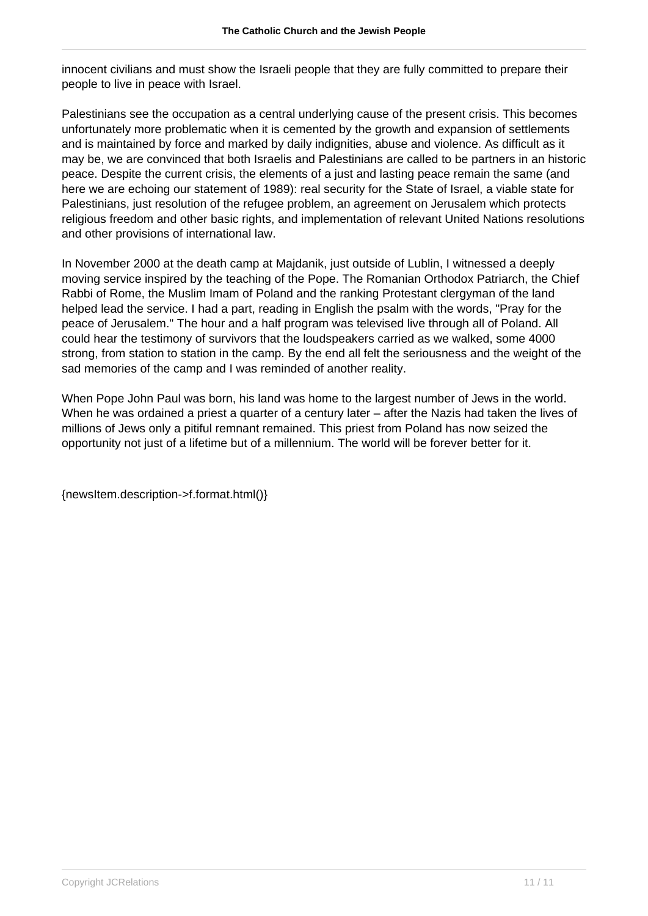innocent civilians and must show the Israeli people that they are fully committed to prepare their people to live in peace with Israel.

Palestinians see the occupation as a central underlying cause of the present crisis. This becomes unfortunately more problematic when it is cemented by the growth and expansion of settlements and is maintained by force and marked by daily indignities, abuse and violence. As difficult as it may be, we are convinced that both Israelis and Palestinians are called to be partners in an historic peace. Despite the current crisis, the elements of a just and lasting peace remain the same (and here we are echoing our statement of 1989): real security for the State of Israel, a viable state for Palestinians, just resolution of the refugee problem, an agreement on Jerusalem which protects religious freedom and other basic rights, and implementation of relevant United Nations resolutions and other provisions of international law.

In November 2000 at the death camp at Majdanik, just outside of Lublin, I witnessed a deeply moving service inspired by the teaching of the Pope. The Romanian Orthodox Patriarch, the Chief Rabbi of Rome, the Muslim Imam of Poland and the ranking Protestant clergyman of the land helped lead the service. I had a part, reading in English the psalm with the words, "Pray for the peace of Jerusalem." The hour and a half program was televised live through all of Poland. All could hear the testimony of survivors that the loudspeakers carried as we walked, some 4000 strong, from station to station in the camp. By the end all felt the seriousness and the weight of the sad memories of the camp and I was reminded of another reality.

When Pope John Paul was born, his land was home to the largest number of Jews in the world. When he was ordained a priest a quarter of a century later – after the Nazis had taken the lives of millions of Jews only a pitiful remnant remained. This priest from Poland has now seized the opportunity not just of a lifetime but of a millennium. The world will be forever better for it.

{newsItem.description->f.format.html()}